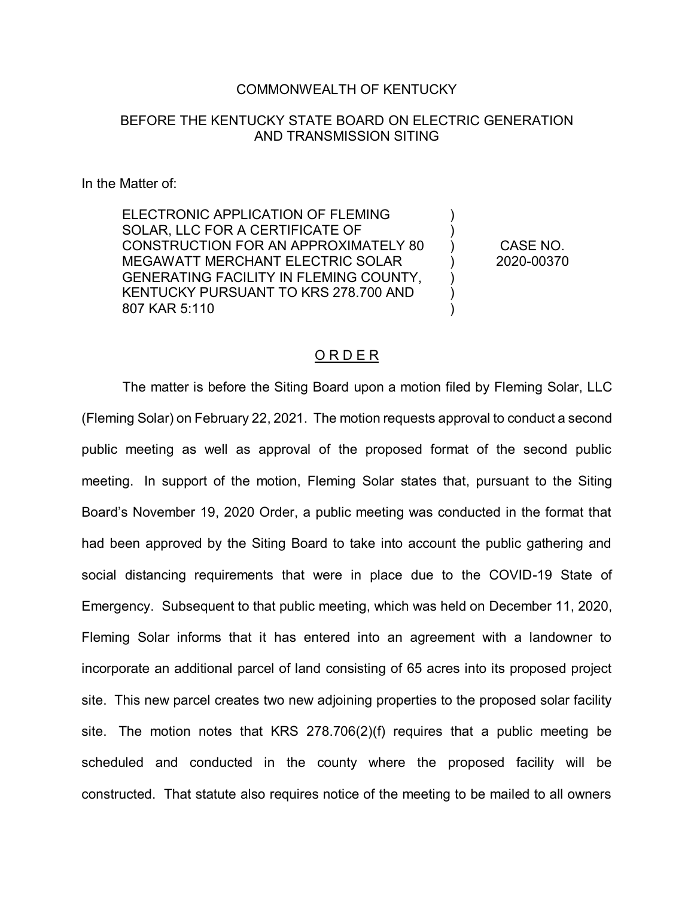COMMONWEALTH OF KENTUCKY

BEFORE THE KENTUCKY STATE BOARD ON ELECTRIC GENERATION AND TRANSMISSION SITING

In the Matter of:

| | | |
|---|---|---|
| ELECTRONIC APPLICATION OF FLEMING SOLAR, LLC FOR A CERTIFICATE OF CONSTRUCTION FOR AN APPROXIMATELY 80 MEGAWATT MERCHANT ELECTRIC SOLAR GENERATING FACILITY IN FLEMING COUNTY, KENTUCKY PURSUANT TO KRS 278.700 AND 807 KAR 5:110 | ) | CASE NO. 2020-00370 |

## O R D E R

The matter is before the Siting Board upon a motion filed by Fleming Solar, LLC (Fleming Solar) on February 22, 2021. The motion requests approval to conduct a second public meeting as well as approval of the proposed format of the second public meeting. In support of the motion, Fleming Solar states that, pursuant to the Siting Board's November 19, 2020 Order, a public meeting was conducted in the format that had been approved by the Siting Board to take into account the public gathering and social distancing requirements that were in place due to the COVID-19 State of Emergency. Subsequent to that public meeting, which was held on December 11, 2020, Fleming Solar informs that it has entered into an agreement with a landowner to incorporate an additional parcel of land consisting of 65 acres into its proposed project site. This new parcel creates two new adjoining properties to the proposed solar facility site. The motion notes that KRS 278.706(2)(f) requires that a public meeting be scheduled and conducted in the county where the proposed facility will be constructed. That statute also requires notice of the meeting to be mailed to all owners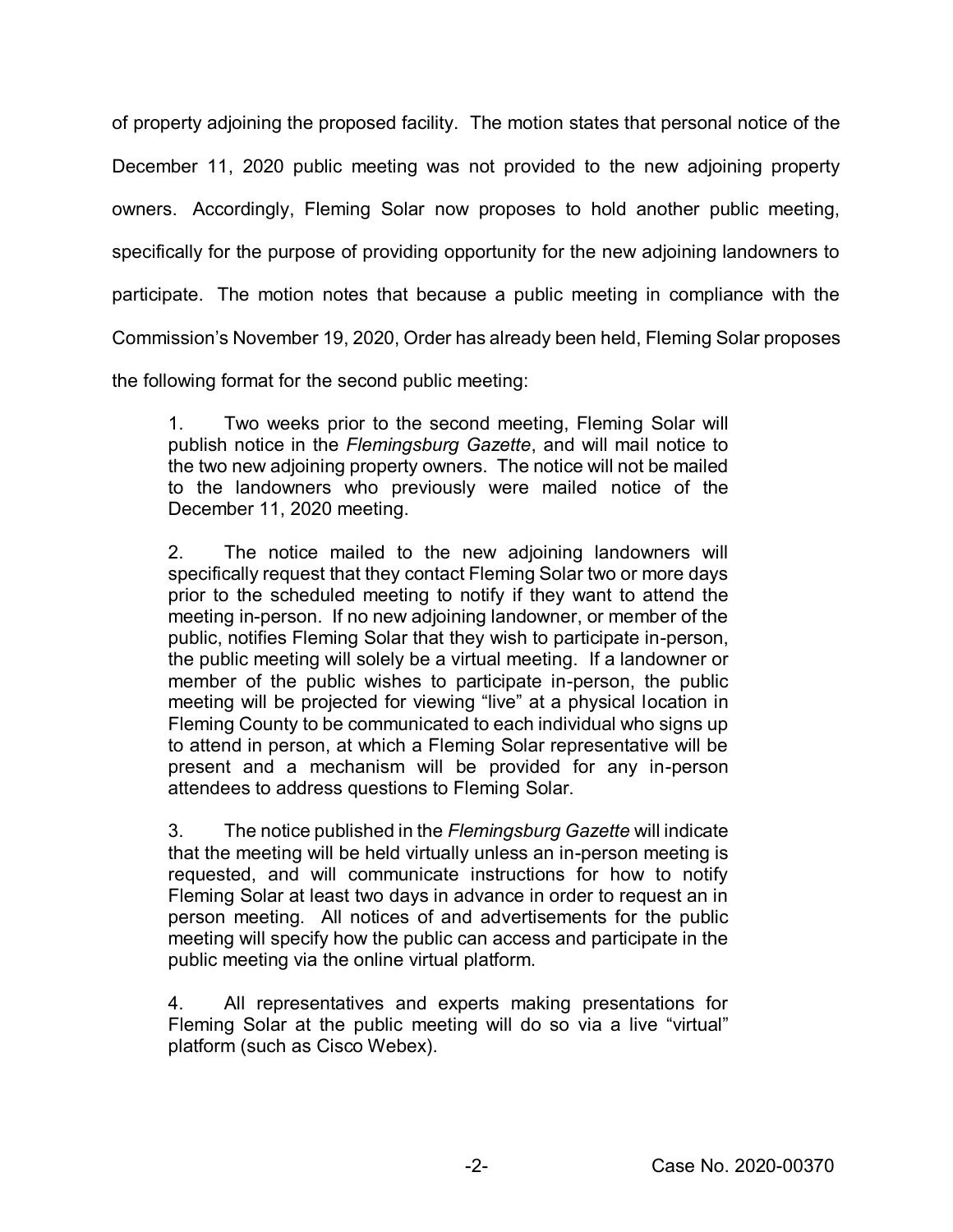of property adjoining the proposed facility. The motion states that personal notice of the December 11, 2020 public meeting was not provided to the new adjoining property owners. Accordingly, Fleming Solar now proposes to hold another public meeting, specifically for the purpose of providing opportunity for the new adjoining landowners to participate. The motion notes that because a public meeting in compliance with the Commission's November 19, 2020, Order has already been held, Fleming Solar proposes the following format for the second public meeting:

> 1. Two weeks prior to the second meeting, Fleming Solar will publish notice in the *Flemingsburg Gazette*, and will mail notice to the two new adjoining property owners. The notice will not be mailed to the landowners who previously were mailed notice of the December 11, 2020 meeting.
>
> 2. The notice mailed to the new adjoining landowners will specifically request that they contact Fleming Solar two or more days prior to the scheduled meeting to notify if they want to attend the meeting in-person. If no new adjoining landowner, or member of the public, notifies Fleming Solar that they wish to participate in-person, the public meeting will solely be a virtual meeting. If a landowner or member of the public wishes to participate in-person, the public meeting will be projected for viewing "live" at a physical location in Fleming County to be communicated to each individual who signs up to attend in person, at which a Fleming Solar representative will be present and a mechanism will be provided for any in-person attendees to address questions to Fleming Solar.
>
> 3. The notice published in the *Flemingsburg Gazette* will indicate that the meeting will be held virtually unless an in-person meeting is requested, and will communicate instructions for how to notify Fleming Solar at least two days in advance in order to request an in person meeting. All notices of and advertisements for the public meeting will specify how the public can access and participate in the public meeting via the online virtual platform.
>
> 4. All representatives and experts making presentations for Fleming Solar at the public meeting will do so via a live "virtual" platform (such as Cisco Webex).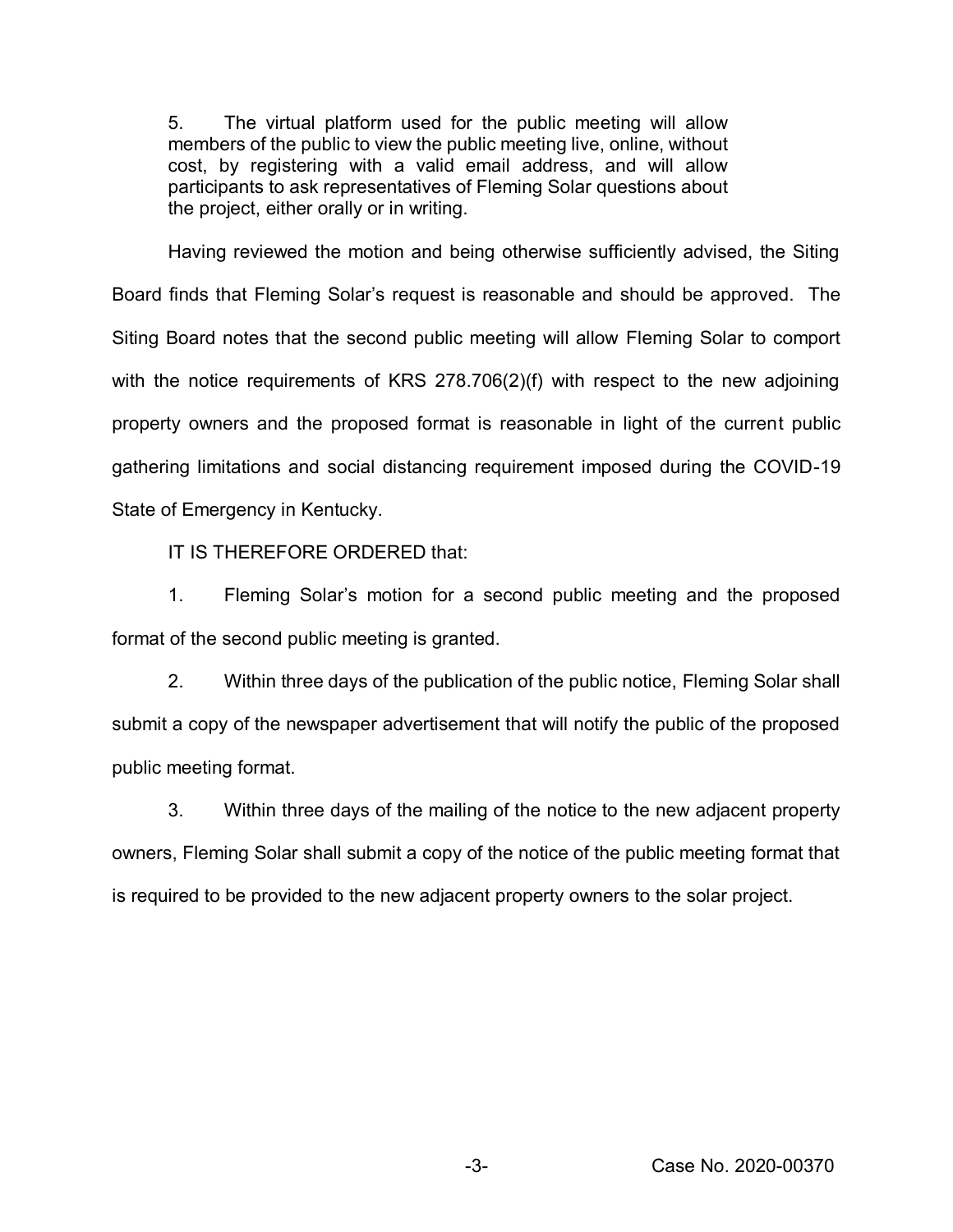5. The virtual platform used for the public meeting will allow members of the public to view the public meeting live, online, without cost, by registering with a valid email address, and will allow participants to ask representatives of Fleming Solar questions about the project, either orally or in writing.

Having reviewed the motion and being otherwise sufficiently advised, the Siting Board finds that Fleming Solar's request is reasonable and should be approved. The Siting Board notes that the second public meeting will allow Fleming Solar to comport with the notice requirements of KRS 278.706(2)(f) with respect to the new adjoining property owners and the proposed format is reasonable in light of the current public gathering limitations and social distancing requirement imposed during the COVID-19 State of Emergency in Kentucky.

IT IS THEREFORE ORDERED that:

1. Fleming Solar's motion for a second public meeting and the proposed format of the second public meeting is granted.

2. Within three days of the publication of the public notice, Fleming Solar shall submit a copy of the newspaper advertisement that will notify the public of the proposed public meeting format.

3. Within three days of the mailing of the notice to the new adjacent property owners, Fleming Solar shall submit a copy of the notice of the public meeting format that is required to be provided to the new adjacent property owners to the solar project.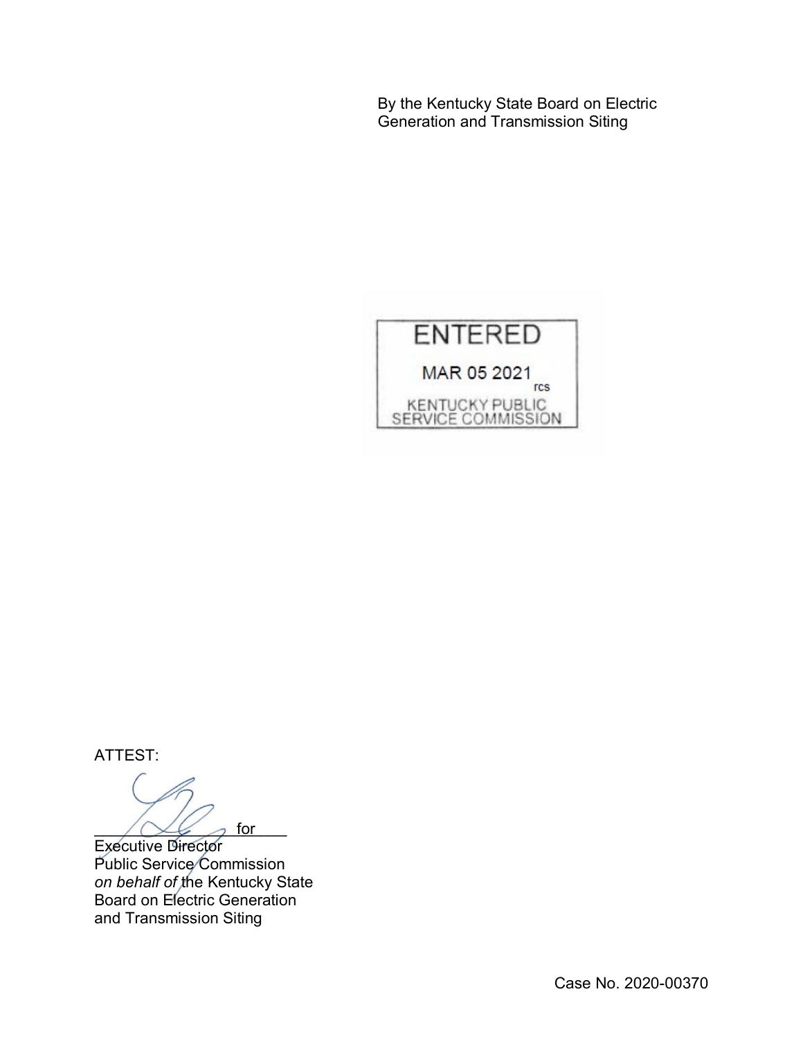By the Kentucky State Board on Electric Generation and Transmission Siting

ENTERED

MAR 05 2021

rcs

KENTUCKY PUBLIC SERVICE COMMISSION

ATTEST:

_______________ for

Executive Director
Public Service Commission
*on behalf of* the Kentucky State Board on Electric Generation and Transmission Siting

Case No. 2020-00370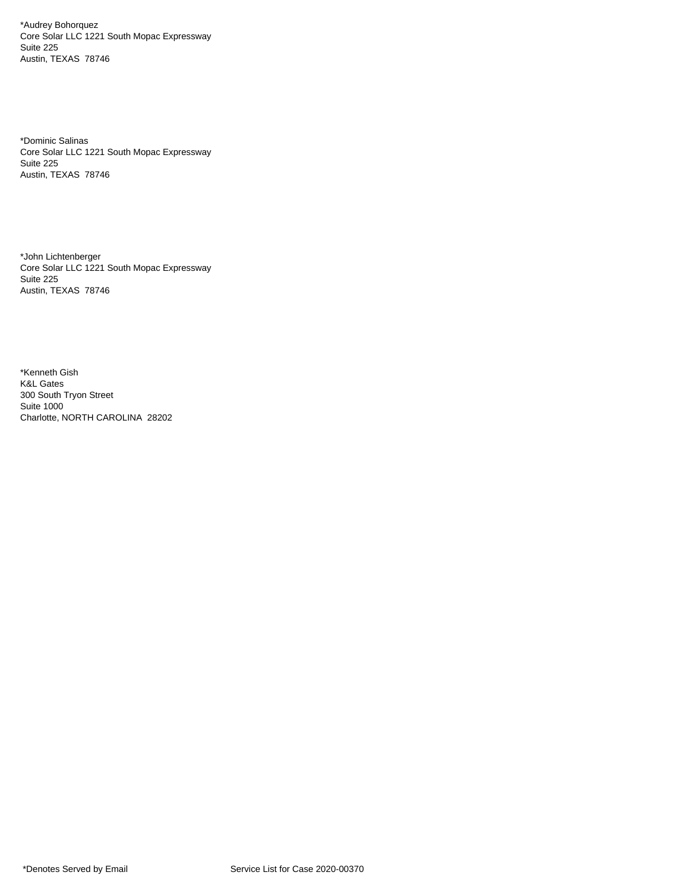*Audrey Bohorquez
Core Solar LLC 1221 South Mopac Expressway
Suite 225
Austin, TEXAS  78746

*Dominic Salinas
Core Solar LLC 1221 South Mopac Expressway
Suite 225
Austin, TEXAS  78746

*John Lichtenberger
Core Solar LLC 1221 South Mopac Expressway
Suite 225
Austin, TEXAS  78746

*Kenneth Gish
K&L Gates
300 South Tryon Street
Suite 1000
Charlotte, NORTH CAROLINA  28202